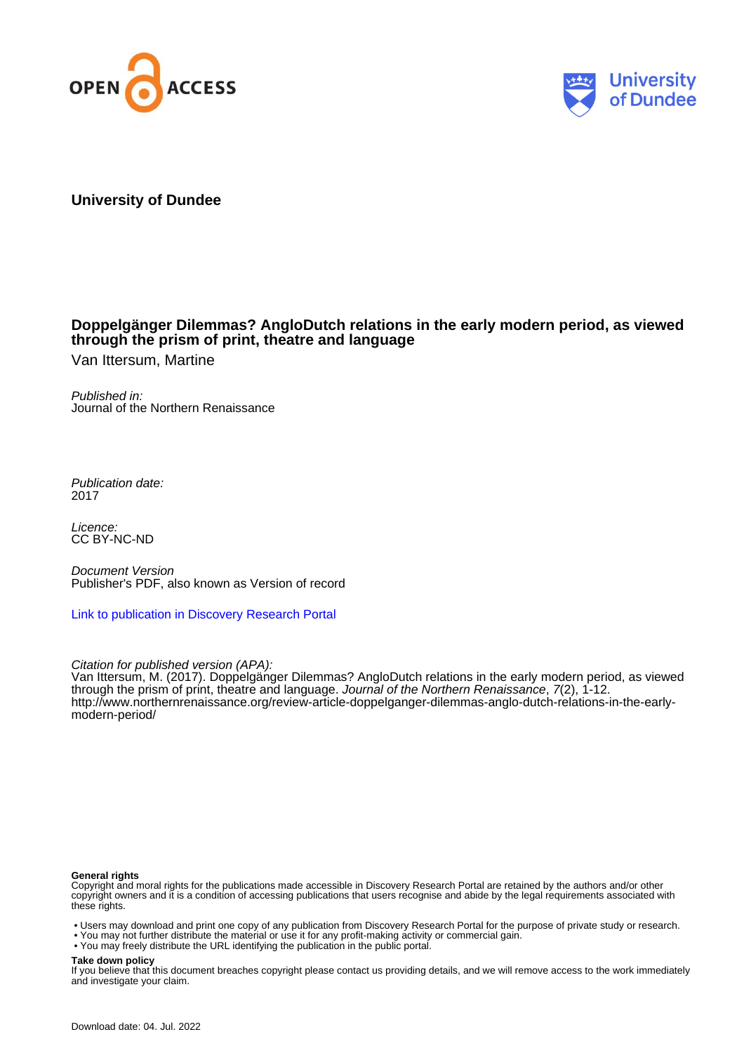OPEN ACCESS

University of Dundee

**University of Dundee**

# Doppelgänger Dilemmas? AngloDutch relations in the early modern period, as viewed through the prism of print, theatre and language

Van Ittersum, Martine

*Published in:*
Journal of the Northern Renaissance

*Publication date:*
2017

*Licence:*
CC BY-NC-ND

*Document Version*
Publisher's PDF, also known as Version of record

[Link to publication in Discovery Research Portal]

*Citation for published version (APA):*
Van Ittersum, M. (2017). Doppelgänger Dilemmas? AngloDutch relations in the early modern period, as viewed through the prism of print, theatre and language. *Journal of the Northern Renaissance*, *7*(2), 1-12. http://www.northernrenaissance.org/review-article-doppelganger-dilemmas-anglo-dutch-relations-in-the-early-modern-period/

**General rights**
Copyright and moral rights for the publications made accessible in Discovery Research Portal are retained by the authors and/or other copyright owners and it is a condition of accessing publications that users recognise and abide by the legal requirements associated with these rights.

- Users may download and print one copy of any publication from Discovery Research Portal for the purpose of private study or research.
- You may not further distribute the material or use it for any profit-making activity or commercial gain.
- You may freely distribute the URL identifying the publication in the public portal.

**Take down policy**
If you believe that this document breaches copyright please contact us providing details, and we will remove access to the work immediately and investigate your claim.

Download date: 04. Jul. 2022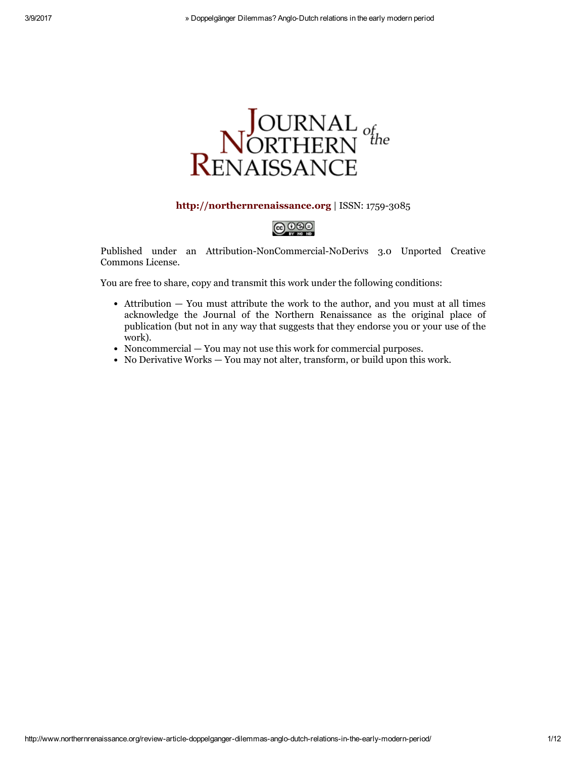# Journal of the Northern Renaissance

**http://northernrenaissance.org** | ISSN: 1759-3085

Published under an Attribution-NonCommercial-NoDerivs 3.0 Unported Creative Commons License.

You are free to share, copy and transmit this work under the following conditions:

- Attribution — You must attribute the work to the author, and you must at all times acknowledge the Journal of the Northern Renaissance as the original place of publication (but not in any way that suggests that they endorse you or your use of the work).
- Noncommercial — You may not use this work for commercial purposes.
- No Derivative Works — You may not alter, transform, or build upon this work.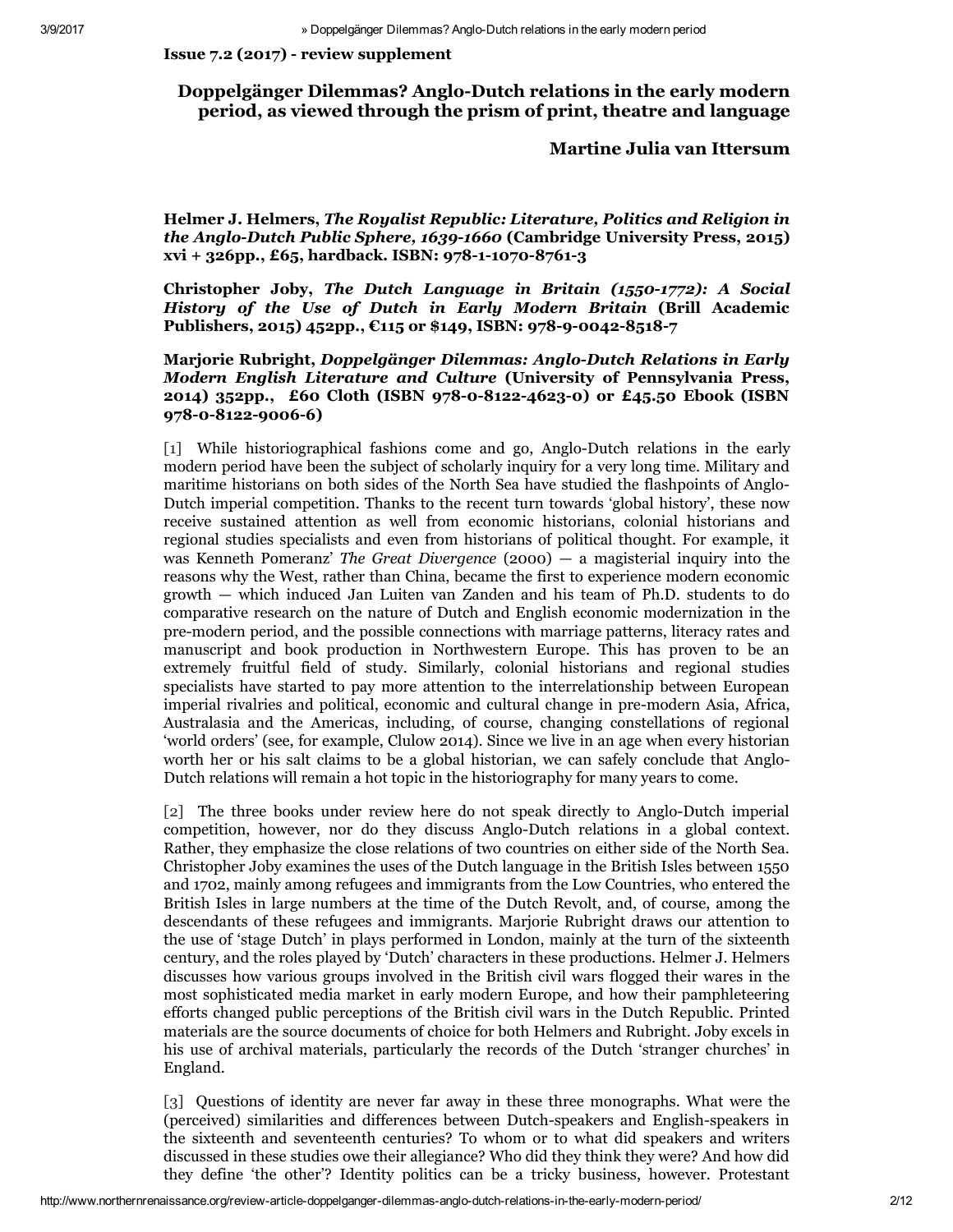**Issue 7.2 (2017) - review supplement**

# Doppelgänger Dilemmas? Anglo-Dutch relations in the early modern period, as viewed through the prism of print, theatre and language

## Martine Julia van Ittersum

**Helmer J. Helmers, *The Royalist Republic: Literature, Politics and Religion in the Anglo-Dutch Public Sphere, 1639-1660* (Cambridge University Press, 2015) xvi + 326pp., £65, hardback. ISBN: 978-1-1070-8761-3**

**Christopher Joby, *The Dutch Language in Britain (1550-1772): A Social History of the Use of Dutch in Early Modern Britain* (Brill Academic Publishers, 2015) 452pp., €115 or $149, ISBN: 978-9-0042-8518-7**

**Marjorie Rubright, *Doppelgänger Dilemmas: Anglo-Dutch Relations in Early Modern English Literature and Culture* (University of Pennsylvania Press, 2014) 352pp., £60 Cloth (ISBN 978-0-8122-4623-0) or £45.50 Ebook (ISBN 978-0-8122-9006-6)**

[1] While historiographical fashions come and go, Anglo-Dutch relations in the early modern period have been the subject of scholarly inquiry for a very long time. Military and maritime historians on both sides of the North Sea have studied the flashpoints of Anglo-Dutch imperial competition. Thanks to the recent turn towards 'global history', these now receive sustained attention as well from economic historians, colonial historians and regional studies specialists and even from historians of political thought. For example, it was Kenneth Pomeranz' *The Great Divergence* (2000) — a magisterial inquiry into the reasons why the West, rather than China, became the first to experience modern economic growth — which induced Jan Luiten van Zanden and his team of Ph.D. students to do comparative research on the nature of Dutch and English economic modernization in the pre-modern period, and the possible connections with marriage patterns, literacy rates and manuscript and book production in Northwestern Europe. This has proven to be an extremely fruitful field of study. Similarly, colonial historians and regional studies specialists have started to pay more attention to the interrelationship between European imperial rivalries and political, economic and cultural change in pre-modern Asia, Africa, Australasia and the Americas, including, of course, changing constellations of regional 'world orders' (see, for example, Clulow 2014). Since we live in an age when every historian worth her or his salt claims to be a global historian, we can safely conclude that Anglo-Dutch relations will remain a hot topic in the historiography for many years to come.

[2] The three books under review here do not speak directly to Anglo-Dutch imperial competition, however, nor do they discuss Anglo-Dutch relations in a global context. Rather, they emphasize the close relations of two countries on either side of the North Sea. Christopher Joby examines the uses of the Dutch language in the British Isles between 1550 and 1702, mainly among refugees and immigrants from the Low Countries, who entered the British Isles in large numbers at the time of the Dutch Revolt, and, of course, among the descendants of these refugees and immigrants. Marjorie Rubright draws our attention to the use of 'stage Dutch' in plays performed in London, mainly at the turn of the sixteenth century, and the roles played by 'Dutch' characters in these productions. Helmer J. Helmers discusses how various groups involved in the British civil wars flogged their wares in the most sophisticated media market in early modern Europe, and how their pamphleteering efforts changed public perceptions of the British civil wars in the Dutch Republic. Printed materials are the source documents of choice for both Helmers and Rubright. Joby excels in his use of archival materials, particularly the records of the Dutch 'stranger churches' in England.

[3] Questions of identity are never far away in these three monographs. What were the (perceived) similarities and differences between Dutch-speakers and English-speakers in the sixteenth and seventeenth centuries? To whom or to what did speakers and writers discussed in these studies owe their allegiance? Who did they think they were? And how did they define 'the other'? Identity politics can be a tricky business, however. Protestant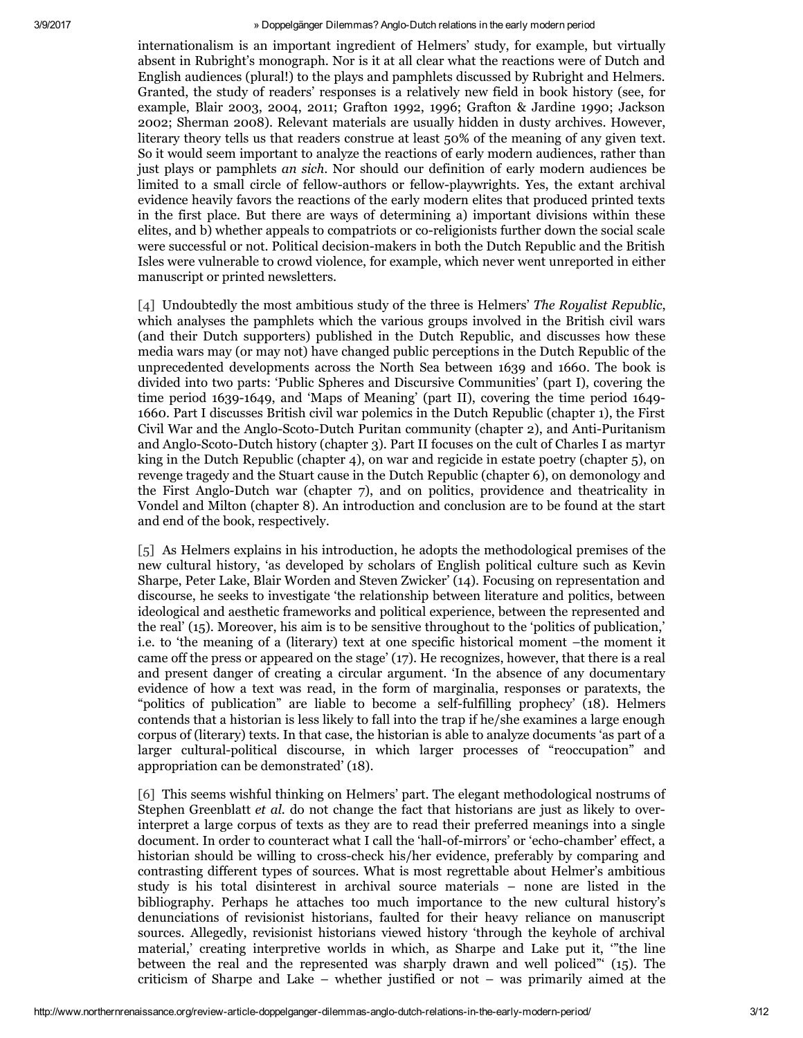internationalism is an important ingredient of Helmers' study, for example, but virtually absent in Rubright's monograph. Nor is it at all clear what the reactions were of Dutch and English audiences (plural!) to the plays and pamphlets discussed by Rubright and Helmers. Granted, the study of readers' responses is a relatively new field in book history (see, for example, Blair 2003, 2004, 2011; Grafton 1992, 1996; Grafton & Jardine 1990; Jackson 2002; Sherman 2008). Relevant materials are usually hidden in dusty archives. However, literary theory tells us that readers construe at least 50% of the meaning of any given text. So it would seem important to analyze the reactions of early modern audiences, rather than just plays or pamphlets *an sich*. Nor should our definition of early modern audiences be limited to a small circle of fellow-authors or fellow-playwrights. Yes, the extant archival evidence heavily favors the reactions of the early modern elites that produced printed texts in the first place. But there are ways of determining a) important divisions within these elites, and b) whether appeals to compatriots or co-religionists further down the social scale were successful or not. Political decision-makers in both the Dutch Republic and the British Isles were vulnerable to crowd violence, for example, which never went unreported in either manuscript or printed newsletters.

[4] Undoubtedly the most ambitious study of the three is Helmers' *The Royalist Republic*, which analyses the pamphlets which the various groups involved in the British civil wars (and their Dutch supporters) published in the Dutch Republic, and discusses how these media wars may (or may not) have changed public perceptions in the Dutch Republic of the unprecedented developments across the North Sea between 1639 and 1660. The book is divided into two parts: 'Public Spheres and Discursive Communities' (part I), covering the time period 1639-1649, and 'Maps of Meaning' (part II), covering the time period 1649-1660. Part I discusses British civil war polemics in the Dutch Republic (chapter 1), the First Civil War and the Anglo-Scoto-Dutch Puritan community (chapter 2), and Anti-Puritanism and Anglo-Scoto-Dutch history (chapter 3). Part II focuses on the cult of Charles I as martyr king in the Dutch Republic (chapter 4), on war and regicide in estate poetry (chapter 5), on revenge tragedy and the Stuart cause in the Dutch Republic (chapter 6), on demonology and the First Anglo-Dutch war (chapter 7), and on politics, providence and theatricality in Vondel and Milton (chapter 8). An introduction and conclusion are to be found at the start and end of the book, respectively.

[5] As Helmers explains in his introduction, he adopts the methodological premises of the new cultural history, 'as developed by scholars of English political culture such as Kevin Sharpe, Peter Lake, Blair Worden and Steven Zwicker' (14). Focusing on representation and discourse, he seeks to investigate 'the relationship between literature and politics, between ideological and aesthetic frameworks and political experience, between the represented and the real' (15). Moreover, his aim is to be sensitive throughout to the 'politics of publication,' i.e. to 'the meaning of a (literary) text at one specific historical moment –the moment it came off the press or appeared on the stage' (17). He recognizes, however, that there is a real and present danger of creating a circular argument. 'In the absence of any documentary evidence of how a text was read, in the form of marginalia, responses or paratexts, the "politics of publication" are liable to become a self-fulfilling prophecy' (18). Helmers contends that a historian is less likely to fall into the trap if he/she examines a large enough corpus of (literary) texts. In that case, the historian is able to analyze documents 'as part of a larger cultural-political discourse, in which larger processes of "reoccupation" and appropriation can be demonstrated' (18).

[6] This seems wishful thinking on Helmers' part. The elegant methodological nostrums of Stephen Greenblatt *et al.* do not change the fact that historians are just as likely to over-interpret a large corpus of texts as they are to read their preferred meanings into a single document. In order to counteract what I call the 'hall-of-mirrors' or 'echo-chamber' effect, a historian should be willing to cross-check his/her evidence, preferably by comparing and contrasting different types of sources. What is most regrettable about Helmer's ambitious study is his total disinterest in archival source materials – none are listed in the bibliography. Perhaps he attaches too much importance to the new cultural history's denunciations of revisionist historians, faulted for their heavy reliance on manuscript sources. Allegedly, revisionist historians viewed history 'through the keyhole of archival material,' creating interpretive worlds in which, as Sharpe and Lake put it, '"the line between the real and the represented was sharply drawn and well policed"' (15). The criticism of Sharpe and Lake – whether justified or not – was primarily aimed at the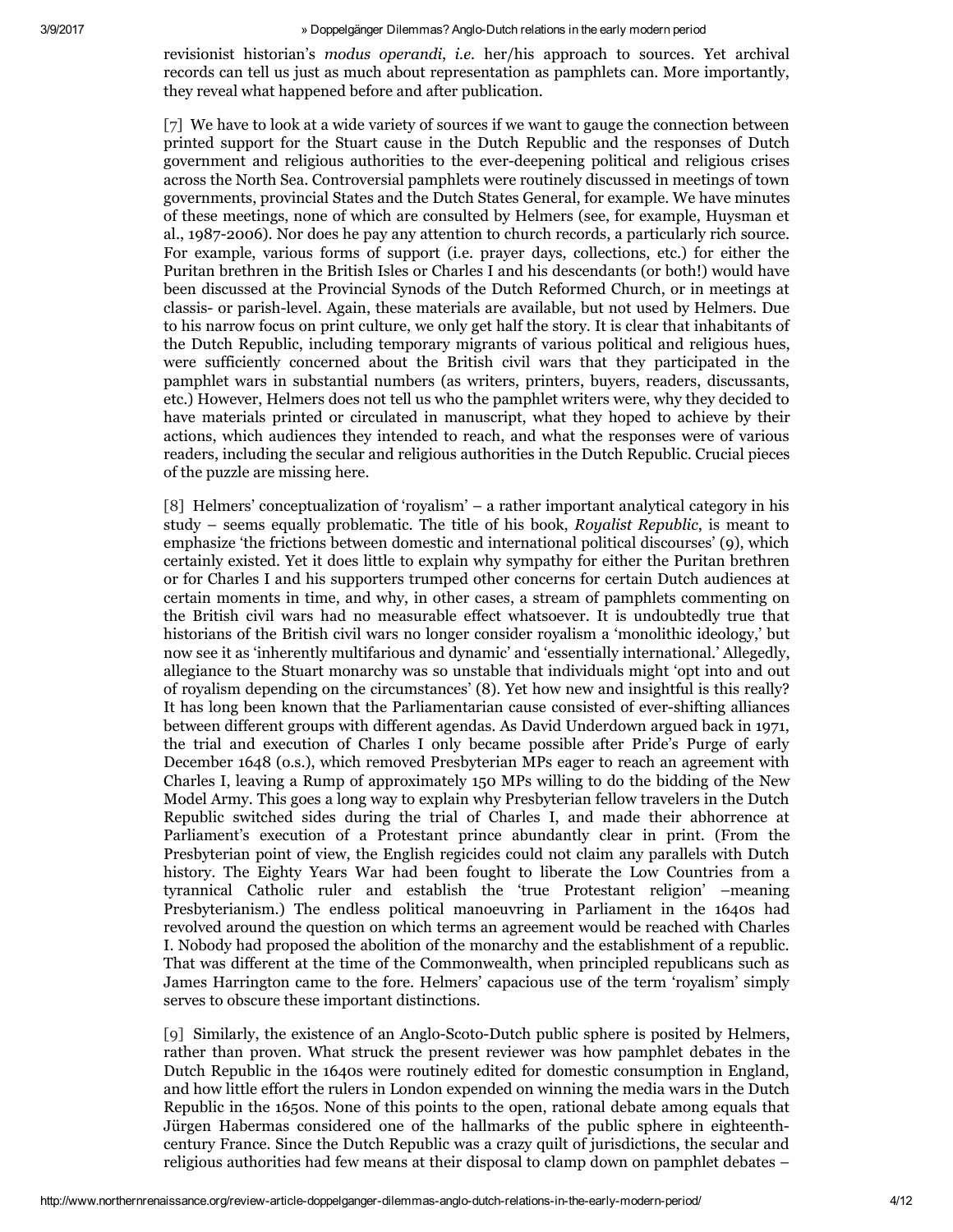revisionist historian's *modus operandi*, *i.e.* her/his approach to sources. Yet archival records can tell us just as much about representation as pamphlets can. More importantly, they reveal what happened before and after publication.

[7] We have to look at a wide variety of sources if we want to gauge the connection between printed support for the Stuart cause in the Dutch Republic and the responses of Dutch government and religious authorities to the ever-deepening political and religious crises across the North Sea. Controversial pamphlets were routinely discussed in meetings of town governments, provincial States and the Dutch States General, for example. We have minutes of these meetings, none of which are consulted by Helmers (see, for example, Huysman et al., 1987-2006). Nor does he pay any attention to church records, a particularly rich source. For example, various forms of support (i.e. prayer days, collections, etc.) for either the Puritan brethren in the British Isles or Charles I and his descendants (or both!) would have been discussed at the Provincial Synods of the Dutch Reformed Church, or in meetings at classis- or parish-level. Again, these materials are available, but not used by Helmers. Due to his narrow focus on print culture, we only get half the story. It is clear that inhabitants of the Dutch Republic, including temporary migrants of various political and religious hues, were sufficiently concerned about the British civil wars that they participated in the pamphlet wars in substantial numbers (as writers, printers, buyers, readers, discussants, etc.) However, Helmers does not tell us who the pamphlet writers were, why they decided to have materials printed or circulated in manuscript, what they hoped to achieve by their actions, which audiences they intended to reach, and what the responses were of various readers, including the secular and religious authorities in the Dutch Republic. Crucial pieces of the puzzle are missing here.

[8] Helmers' conceptualization of 'royalism' – a rather important analytical category in his study – seems equally problematic. The title of his book, *Royalist Republic*, is meant to emphasize 'the frictions between domestic and international political discourses' (9), which certainly existed. Yet it does little to explain why sympathy for either the Puritan brethren or for Charles I and his supporters trumped other concerns for certain Dutch audiences at certain moments in time, and why, in other cases, a stream of pamphlets commenting on the British civil wars had no measurable effect whatsoever. It is undoubtedly true that historians of the British civil wars no longer consider royalism a 'monolithic ideology,' but now see it as 'inherently multifarious and dynamic' and 'essentially international.' Allegedly, allegiance to the Stuart monarchy was so unstable that individuals might 'opt into and out of royalism depending on the circumstances' (8). Yet how new and insightful is this really? It has long been known that the Parliamentarian cause consisted of ever-shifting alliances between different groups with different agendas. As David Underdown argued back in 1971, the trial and execution of Charles I only became possible after Pride's Purge of early December 1648 (o.s.), which removed Presbyterian MPs eager to reach an agreement with Charles I, leaving a Rump of approximately 150 MPs willing to do the bidding of the New Model Army. This goes a long way to explain why Presbyterian fellow travelers in the Dutch Republic switched sides during the trial of Charles I, and made their abhorrence at Parliament's execution of a Protestant prince abundantly clear in print. (From the Presbyterian point of view, the English regicides could not claim any parallels with Dutch history. The Eighty Years War had been fought to liberate the Low Countries from a tyrannical Catholic ruler and establish the 'true Protestant religion' –meaning Presbyterianism.) The endless political manoeuvring in Parliament in the 1640s had revolved around the question on which terms an agreement would be reached with Charles I. Nobody had proposed the abolition of the monarchy and the establishment of a republic. That was different at the time of the Commonwealth, when principled republicans such as James Harrington came to the fore. Helmers' capacious use of the term 'royalism' simply serves to obscure these important distinctions.

[9] Similarly, the existence of an Anglo-Scoto-Dutch public sphere is posited by Helmers, rather than proven. What struck the present reviewer was how pamphlet debates in the Dutch Republic in the 1640s were routinely edited for domestic consumption in England, and how little effort the rulers in London expended on winning the media wars in the Dutch Republic in the 1650s. None of this points to the open, rational debate among equals that Jürgen Habermas considered one of the hallmarks of the public sphere in eighteenth-century France. Since the Dutch Republic was a crazy quilt of jurisdictions, the secular and religious authorities had few means at their disposal to clamp down on pamphlet debates –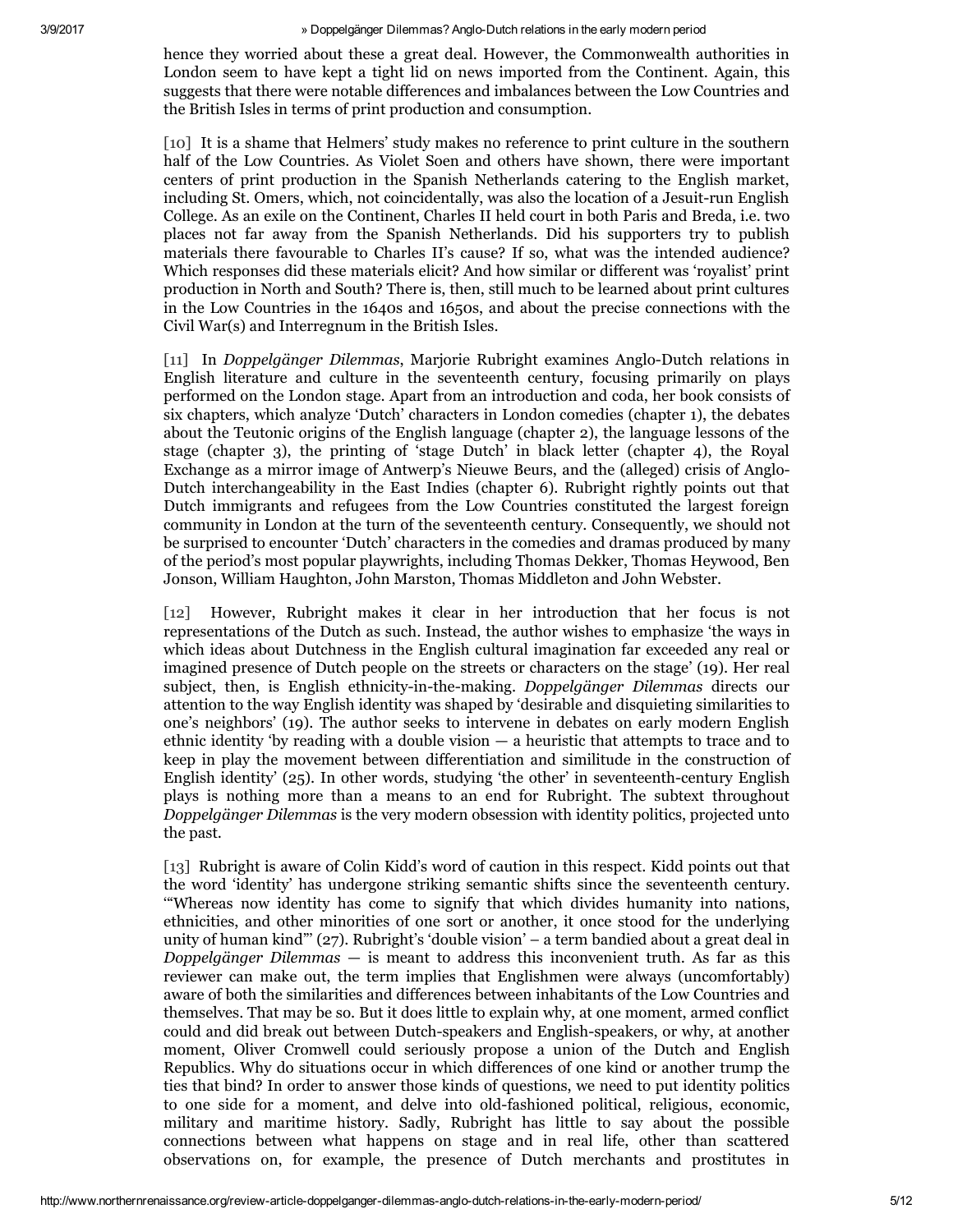hence they worried about these a great deal. However, the Commonwealth authorities in London seem to have kept a tight lid on news imported from the Continent. Again, this suggests that there were notable differences and imbalances between the Low Countries and the British Isles in terms of print production and consumption.

[10] It is a shame that Helmers' study makes no reference to print culture in the southern half of the Low Countries. As Violet Soen and others have shown, there were important centers of print production in the Spanish Netherlands catering to the English market, including St. Omers, which, not coincidentally, was also the location of a Jesuit-run English College. As an exile on the Continent, Charles II held court in both Paris and Breda, i.e. two places not far away from the Spanish Netherlands. Did his supporters try to publish materials there favourable to Charles II's cause? If so, what was the intended audience? Which responses did these materials elicit? And how similar or different was 'royalist' print production in North and South? There is, then, still much to be learned about print cultures in the Low Countries in the 1640s and 1650s, and about the precise connections with the Civil War(s) and Interregnum in the British Isles.

[11] In *Doppelgänger Dilemmas*, Marjorie Rubright examines Anglo-Dutch relations in English literature and culture in the seventeenth century, focusing primarily on plays performed on the London stage. Apart from an introduction and coda, her book consists of six chapters, which analyze 'Dutch' characters in London comedies (chapter 1), the debates about the Teutonic origins of the English language (chapter 2), the language lessons of the stage (chapter 3), the printing of 'stage Dutch' in black letter (chapter 4), the Royal Exchange as a mirror image of Antwerp's Nieuwe Beurs, and the (alleged) crisis of Anglo-Dutch interchangeability in the East Indies (chapter 6). Rubright rightly points out that Dutch immigrants and refugees from the Low Countries constituted the largest foreign community in London at the turn of the seventeenth century. Consequently, we should not be surprised to encounter 'Dutch' characters in the comedies and dramas produced by many of the period's most popular playwrights, including Thomas Dekker, Thomas Heywood, Ben Jonson, William Haughton, John Marston, Thomas Middleton and John Webster.

[12] However, Rubright makes it clear in her introduction that her focus is not representations of the Dutch as such. Instead, the author wishes to emphasize 'the ways in which ideas about Dutchness in the English cultural imagination far exceeded any real or imagined presence of Dutch people on the streets or characters on the stage' (19). Her real subject, then, is English ethnicity-in-the-making. *Doppelgänger Dilemmas* directs our attention to the way English identity was shaped by 'desirable and disquieting similarities to one's neighbors' (19). The author seeks to intervene in debates on early modern English ethnic identity 'by reading with a double vision — a heuristic that attempts to trace and to keep in play the movement between differentiation and similitude in the construction of English identity' (25). In other words, studying 'the other' in seventeenth-century English plays is nothing more than a means to an end for Rubright. The subtext throughout *Doppelgänger Dilemmas* is the very modern obsession with identity politics, projected unto the past.

[13] Rubright is aware of Colin Kidd's word of caution in this respect. Kidd points out that the word 'identity' has undergone striking semantic shifts since the seventeenth century. '"Whereas now identity has come to signify that which divides humanity into nations, ethnicities, and other minorities of one sort or another, it once stood for the underlying unity of human kind"' (27). Rubright's 'double vision' – a term bandied about a great deal in *Doppelgänger Dilemmas* — is meant to address this inconvenient truth. As far as this reviewer can make out, the term implies that Englishmen were always (uncomfortably) aware of both the similarities and differences between inhabitants of the Low Countries and themselves. That may be so. But it does little to explain why, at one moment, armed conflict could and did break out between Dutch-speakers and English-speakers, or why, at another moment, Oliver Cromwell could seriously propose a union of the Dutch and English Republics. Why do situations occur in which differences of one kind or another trump the ties that bind? In order to answer those kinds of questions, we need to put identity politics to one side for a moment, and delve into old-fashioned political, religious, economic, military and maritime history. Sadly, Rubright has little to say about the possible connections between what happens on stage and in real life, other than scattered observations on, for example, the presence of Dutch merchants and prostitutes in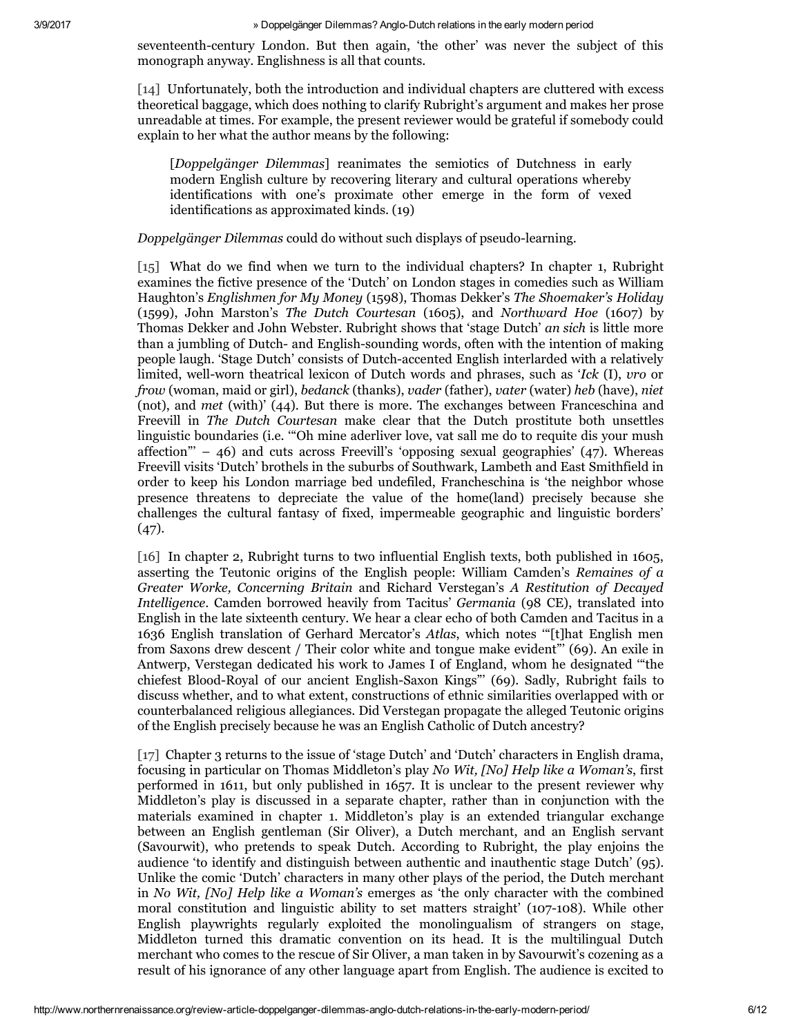seventeenth-century London. But then again, 'the other' was never the subject of this monograph anyway. Englishness is all that counts.

[14] Unfortunately, both the introduction and individual chapters are cluttered with excess theoretical baggage, which does nothing to clarify Rubright's argument and makes her prose unreadable at times. For example, the present reviewer would be grateful if somebody could explain to her what the author means by the following:

> [*Doppelgänger Dilemmas*] reanimates the semiotics of Dutchness in early modern English culture by recovering literary and cultural operations whereby identifications with one's proximate other emerge in the form of vexed identifications as approximated kinds. (19)

*Doppelgänger Dilemmas* could do without such displays of pseudo-learning.

[15] What do we find when we turn to the individual chapters? In chapter 1, Rubright examines the fictive presence of the 'Dutch' on London stages in comedies such as William Haughton's *Englishmen for My Money* (1598), Thomas Dekker's *The Shoemaker's Holiday* (1599), John Marston's *The Dutch Courtesan* (1605), and *Northward Hoe* (1607) by Thomas Dekker and John Webster. Rubright shows that 'stage Dutch' *an sich* is little more than a jumbling of Dutch- and English-sounding words, often with the intention of making people laugh. 'Stage Dutch' consists of Dutch-accented English interlarded with a relatively limited, well-worn theatrical lexicon of Dutch words and phrases, such as '*Ick* (I), *vro* or *frow* (woman, maid or girl), *bedanck* (thanks), *vader* (father), *vater* (water) *heb* (have), *niet* (not), and *met* (with)' (44). But there is more. The exchanges between Franceschina and Freevill in *The Dutch Courtesan* make clear that the Dutch prostitute both unsettles linguistic boundaries (i.e. '"Oh mine aderliver love, vat sall me do to requite dis your mush affection"' – 46) and cuts across Freevill's 'opposing sexual geographies' (47). Whereas Freevill visits 'Dutch' brothels in the suburbs of Southwark, Lambeth and East Smithfield in order to keep his London marriage bed undefiled, Francheschina is 'the neighbor whose presence threatens to depreciate the value of the home(land) precisely because she challenges the cultural fantasy of fixed, impermeable geographic and linguistic borders' (47).

[16] In chapter 2, Rubright turns to two influential English texts, both published in 1605, asserting the Teutonic origins of the English people: William Camden's *Remaines of a Greater Worke, Concerning Britain* and Richard Verstegan's *A Restitution of Decayed Intelligence*. Camden borrowed heavily from Tacitus' *Germania* (98 CE), translated into English in the late sixteenth century. We hear a clear echo of both Camden and Tacitus in a 1636 English translation of Gerhard Mercator's *Atlas*, which notes '"[t]hat English men from Saxons drew descent / Their color white and tongue make evident"' (69). An exile in Antwerp, Verstegan dedicated his work to James I of England, whom he designated '"the chiefest Blood-Royal of our ancient English-Saxon Kings"' (69). Sadly, Rubright fails to discuss whether, and to what extent, constructions of ethnic similarities overlapped with or counterbalanced religious allegiances. Did Verstegan propagate the alleged Teutonic origins of the English precisely because he was an English Catholic of Dutch ancestry?

[17] Chapter 3 returns to the issue of 'stage Dutch' and 'Dutch' characters in English drama, focusing in particular on Thomas Middleton's play *No Wit, [No] Help like a Woman's*, first performed in 1611, but only published in 1657. It is unclear to the present reviewer why Middleton's play is discussed in a separate chapter, rather than in conjunction with the materials examined in chapter 1. Middleton's play is an extended triangular exchange between an English gentleman (Sir Oliver), a Dutch merchant, and an English servant (Savourwit), who pretends to speak Dutch. According to Rubright, the play enjoins the audience 'to identify and distinguish between authentic and inauthentic stage Dutch' (95). Unlike the comic 'Dutch' characters in many other plays of the period, the Dutch merchant in *No Wit, [No] Help like a Woman's* emerges as 'the only character with the combined moral constitution and linguistic ability to set matters straight' (107-108). While other English playwrights regularly exploited the monolingualism of strangers on stage, Middleton turned this dramatic convention on its head. It is the multilingual Dutch merchant who comes to the rescue of Sir Oliver, a man taken in by Savourwit's cozening as a result of his ignorance of any other language apart from English. The audience is excited to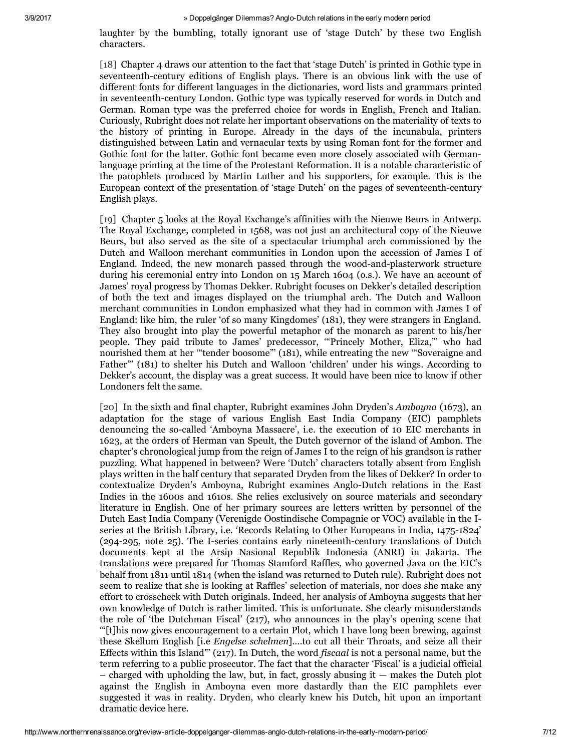laughter by the bumbling, totally ignorant use of 'stage Dutch' by these two English characters.

[18] Chapter 4 draws our attention to the fact that 'stage Dutch' is printed in Gothic type in seventeenth-century editions of English plays. There is an obvious link with the use of different fonts for different languages in the dictionaries, word lists and grammars printed in seventeenth-century London. Gothic type was typically reserved for words in Dutch and German. Roman type was the preferred choice for words in English, French and Italian. Curiously, Rubright does not relate her important observations on the materiality of texts to the history of printing in Europe. Already in the days of the incunabula, printers distinguished between Latin and vernacular texts by using Roman font for the former and Gothic font for the latter. Gothic font became even more closely associated with German-language printing at the time of the Protestant Reformation. It is a notable characteristic of the pamphlets produced by Martin Luther and his supporters, for example. This is the European context of the presentation of 'stage Dutch' on the pages of seventeenth-century English plays.

[19] Chapter 5 looks at the Royal Exchange's affinities with the Nieuwe Beurs in Antwerp. The Royal Exchange, completed in 1568, was not just an architectural copy of the Nieuwe Beurs, but also served as the site of a spectacular triumphal arch commissioned by the Dutch and Walloon merchant communities in London upon the accession of James I of England. Indeed, the new monarch passed through the wood-and-plasterwork structure during his ceremonial entry into London on 15 March 1604 (o.s.). We have an account of James' royal progress by Thomas Dekker. Rubright focuses on Dekker's detailed description of both the text and images displayed on the triumphal arch. The Dutch and Walloon merchant communities in London emphasized what they had in common with James I of England: like him, the ruler 'of so many Kingdomes' (181), they were strangers in England. They also brought into play the powerful metaphor of the monarch as parent to his/her people. They paid tribute to James' predecessor, '"Princely Mother, Eliza,"' who had nourished them at her '"tender boosome"' (181), while entreating the new '"Soveraigne and Father"' (181) to shelter his Dutch and Walloon 'children' under his wings. According to Dekker's account, the display was a great success. It would have been nice to know if other Londoners felt the same.

[20] In the sixth and final chapter, Rubright examines John Dryden's *Amboyna* (1673), an adaptation for the stage of various English East India Company (EIC) pamphlets denouncing the so-called 'Amboyna Massacre', i.e. the execution of 10 EIC merchants in 1623, at the orders of Herman van Speult, the Dutch governor of the island of Ambon. The chapter's chronological jump from the reign of James I to the reign of his grandson is rather puzzling. What happened in between? Were 'Dutch' characters totally absent from English plays written in the half century that separated Dryden from the likes of Dekker? In order to contextualize Dryden's Amboyna, Rubright examines Anglo-Dutch relations in the East Indies in the 1600s and 1610s. She relies exclusively on source materials and secondary literature in English. One of her primary sources are letters written by personnel of the Dutch East India Company (Verenigde Oostindische Compagnie or VOC) available in the I-series at the British Library, i.e. 'Records Relating to Other Europeans in India, 1475-1824' (294-295, note 25). The I-series contains early nineteenth-century translations of Dutch documents kept at the Arsip Nasional Republik Indonesia (ANRI) in Jakarta. The translations were prepared for Thomas Stamford Raffles, who governed Java on the EIC's behalf from 1811 until 1814 (when the island was returned to Dutch rule). Rubright does not seem to realize that she is looking at Raffles' selection of materials, nor does she make any effort to crosscheck with Dutch originals. Indeed, her analysis of Amboyna suggests that her own knowledge of Dutch is rather limited. This is unfortunate. She clearly misunderstands the role of 'the Dutchman Fiscal' (217), who announces in the play's opening scene that '"[t]his now gives encouragement to a certain Plot, which I have long been brewing, against these Skellum English [i.e *Engelse schelmen*]....to cut all their Throats, and seize all their Effects within this Island"' (217). In Dutch, the word *fiscaal* is not a personal name, but the term referring to a public prosecutor. The fact that the character 'Fiscal' is a judicial official – charged with upholding the law, but, in fact, grossly abusing it — makes the Dutch plot against the English in Amboyna even more dastardly than the EIC pamphlets ever suggested it was in reality. Dryden, who clearly knew his Dutch, hit upon an important dramatic device here.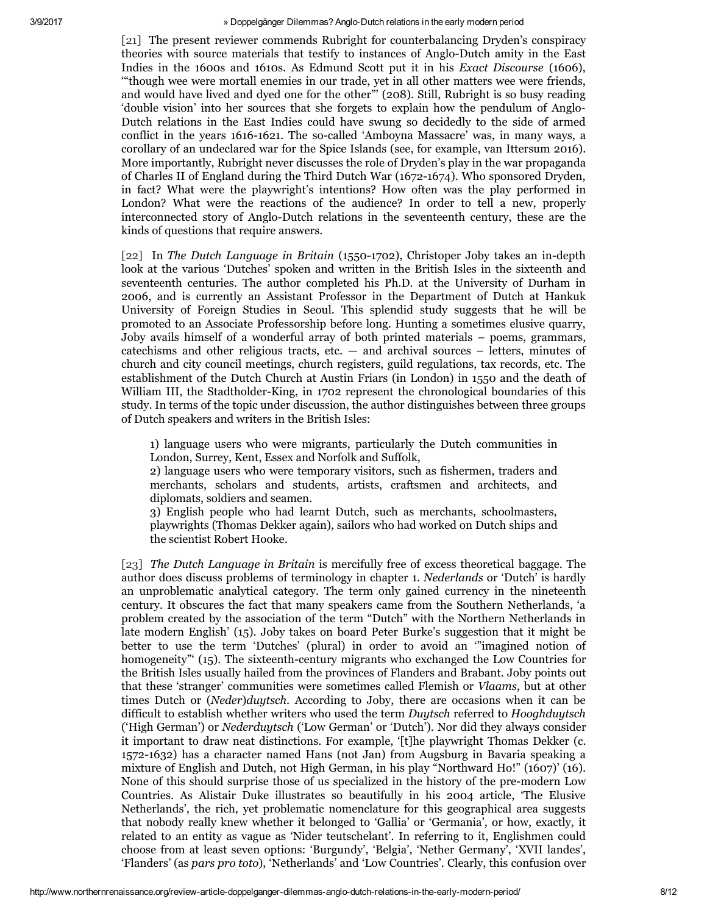[21] The present reviewer commends Rubright for counterbalancing Dryden's conspiracy theories with source materials that testify to instances of Anglo-Dutch amity in the East Indies in the 1600s and 1610s. As Edmund Scott put it in his *Exact Discourse* (1606), '"though wee were mortall enemies in our trade, yet in all other matters wee were friends, and would have lived and dyed one for the other"' (208). Still, Rubright is so busy reading 'double vision' into her sources that she forgets to explain how the pendulum of Anglo-Dutch relations in the East Indies could have swung so decidedly to the side of armed conflict in the years 1616-1621. The so-called 'Amboyna Massacre' was, in many ways, a corollary of an undeclared war for the Spice Islands (see, for example, van Ittersum 2016). More importantly, Rubright never discusses the role of Dryden's play in the war propaganda of Charles II of England during the Third Dutch War (1672-1674). Who sponsored Dryden, in fact? What were the playwright's intentions? How often was the play performed in London? What were the reactions of the audience? In order to tell a new, properly interconnected story of Anglo-Dutch relations in the seventeenth century, these are the kinds of questions that require answers.

[22] In *The Dutch Language in Britain* (1550-1702), Christoper Joby takes an in-depth look at the various 'Dutches' spoken and written in the British Isles in the sixteenth and seventeenth centuries. The author completed his Ph.D. at the University of Durham in 2006, and is currently an Assistant Professor in the Department of Dutch at Hankuk University of Foreign Studies in Seoul. This splendid study suggests that he will be promoted to an Associate Professorship before long. Hunting a sometimes elusive quarry, Joby avails himself of a wonderful array of both printed materials – poems, grammars, catechisms and other religious tracts, etc. — and archival sources – letters, minutes of church and city council meetings, church registers, guild regulations, tax records, etc. The establishment of the Dutch Church at Austin Friars (in London) in 1550 and the death of William III, the Stadtholder-King, in 1702 represent the chronological boundaries of this study. In terms of the topic under discussion, the author distinguishes between three groups of Dutch speakers and writers in the British Isles:

> 1) language users who were migrants, particularly the Dutch communities in London, Surrey, Kent, Essex and Norfolk and Suffolk,
> 2) language users who were temporary visitors, such as fishermen, traders and merchants, scholars and students, artists, craftsmen and architects, and diplomats, soldiers and seamen.
> 3) English people who had learnt Dutch, such as merchants, schoolmasters, playwrights (Thomas Dekker again), sailors who had worked on Dutch ships and the scientist Robert Hooke.

[23] *The Dutch Language in Britain* is mercifully free of excess theoretical baggage. The author does discuss problems of terminology in chapter 1. *Nederlands* or 'Dutch' is hardly an unproblematic analytical category. The term only gained currency in the nineteenth century. It obscures the fact that many speakers came from the Southern Netherlands, 'a problem created by the association of the term "Dutch" with the Northern Netherlands in late modern English' (15). Joby takes on board Peter Burke's suggestion that it might be better to use the term 'Dutches' (plural) in order to avoid an '"imagined notion of homogeneity"' (15). The sixteenth-century migrants who exchanged the Low Countries for the British Isles usually hailed from the provinces of Flanders and Brabant. Joby points out that these 'stranger' communities were sometimes called Flemish or *Vlaams*, but at other times Dutch or (*Neder*)*duytsch*. According to Joby, there are occasions when it can be difficult to establish whether writers who used the term *Duytsch* referred to *Hooghduytsch* ('High German') or *Nederduytsch* ('Low German' or 'Dutch'). Nor did they always consider it important to draw neat distinctions. For example, '[t]he playwright Thomas Dekker (c. 1572-1632) has a character named Hans (not Jan) from Augsburg in Bavaria speaking a mixture of English and Dutch, not High German, in his play "Northward Ho!" (1607)' (16). None of this should surprise those of us specialized in the history of the pre-modern Low Countries. As Alistair Duke illustrates so beautifully in his 2004 article, 'The Elusive Netherlands', the rich, yet problematic nomenclature for this geographical area suggests that nobody really knew whether it belonged to 'Gallia' or 'Germania', or how, exactly, it related to an entity as vague as 'Nider teutschelant'. In referring to it, Englishmen could choose from at least seven options: 'Burgundy', 'Belgia', 'Nether Germany', 'XVII landes', 'Flanders' (as *pars pro toto*), 'Netherlands' and 'Low Countries'. Clearly, this confusion over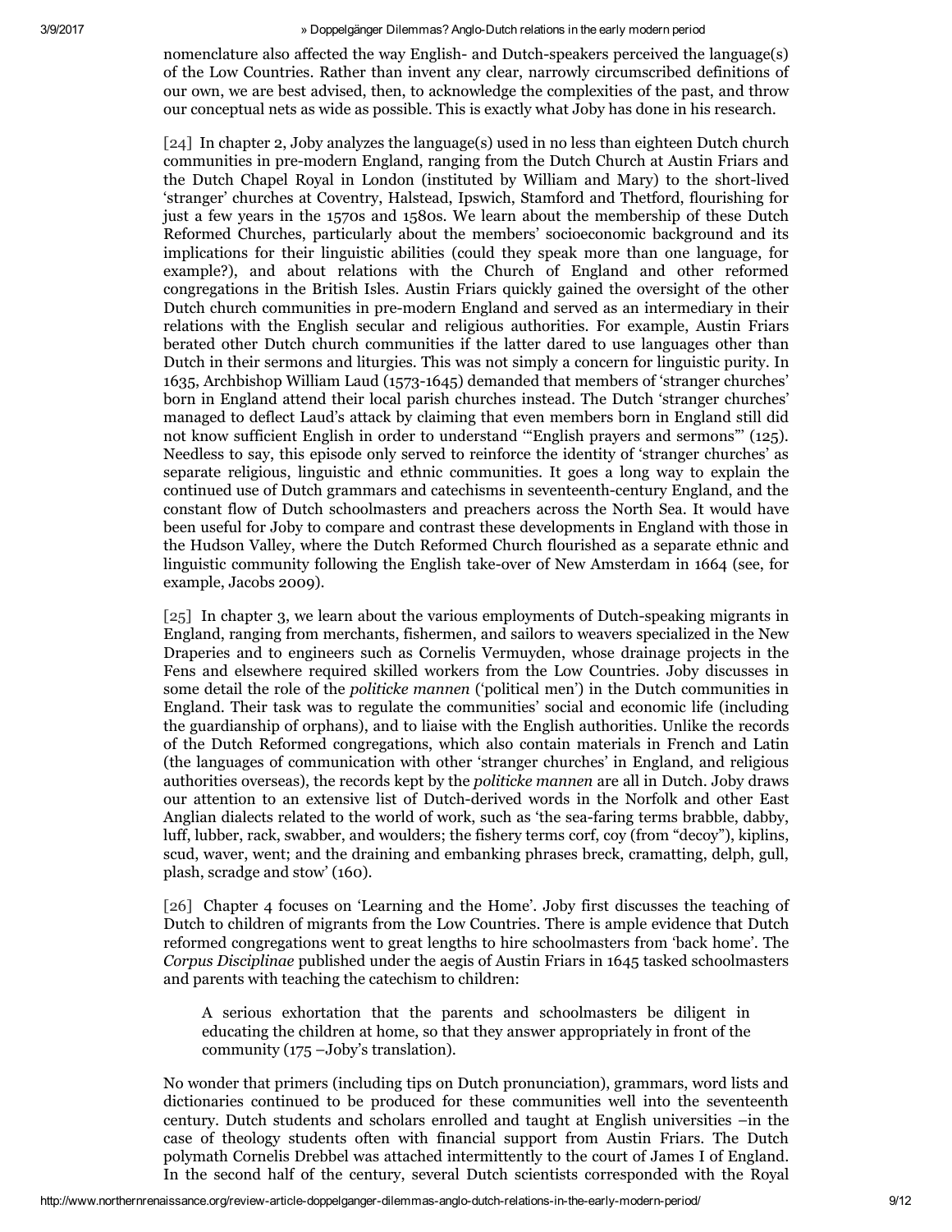nomenclature also affected the way English- and Dutch-speakers perceived the language(s) of the Low Countries. Rather than invent any clear, narrowly circumscribed definitions of our own, we are best advised, then, to acknowledge the complexities of the past, and throw our conceptual nets as wide as possible. This is exactly what Joby has done in his research.

[24] In chapter 2, Joby analyzes the language(s) used in no less than eighteen Dutch church communities in pre-modern England, ranging from the Dutch Church at Austin Friars and the Dutch Chapel Royal in London (instituted by William and Mary) to the short-lived 'stranger' churches at Coventry, Halstead, Ipswich, Stamford and Thetford, flourishing for just a few years in the 1570s and 1580s. We learn about the membership of these Dutch Reformed Churches, particularly about the members' socioeconomic background and its implications for their linguistic abilities (could they speak more than one language, for example?), and about relations with the Church of England and other reformed congregations in the British Isles. Austin Friars quickly gained the oversight of the other Dutch church communities in pre-modern England and served as an intermediary in their relations with the English secular and religious authorities. For example, Austin Friars berated other Dutch church communities if the latter dared to use languages other than Dutch in their sermons and liturgies. This was not simply a concern for linguistic purity. In 1635, Archbishop William Laud (1573-1645) demanded that members of 'stranger churches' born in England attend their local parish churches instead. The Dutch 'stranger churches' managed to deflect Laud's attack by claiming that even members born in England still did not know sufficient English in order to understand '"English prayers and sermons"' (125). Needless to say, this episode only served to reinforce the identity of 'stranger churches' as separate religious, linguistic and ethnic communities. It goes a long way to explain the continued use of Dutch grammars and catechisms in seventeenth-century England, and the constant flow of Dutch schoolmasters and preachers across the North Sea. It would have been useful for Joby to compare and contrast these developments in England with those in the Hudson Valley, where the Dutch Reformed Church flourished as a separate ethnic and linguistic community following the English take-over of New Amsterdam in 1664 (see, for example, Jacobs 2009).

[25] In chapter 3, we learn about the various employments of Dutch-speaking migrants in England, ranging from merchants, fishermen, and sailors to weavers specialized in the New Draperies and to engineers such as Cornelis Vermuyden, whose drainage projects in the Fens and elsewhere required skilled workers from the Low Countries. Joby discusses in some detail the role of the *politicke mannen* ('political men') in the Dutch communities in England. Their task was to regulate the communities' social and economic life (including the guardianship of orphans), and to liaise with the English authorities. Unlike the records of the Dutch Reformed congregations, which also contain materials in French and Latin (the languages of communication with other 'stranger churches' in England, and religious authorities overseas), the records kept by the *politicke mannen* are all in Dutch. Joby draws our attention to an extensive list of Dutch-derived words in the Norfolk and other East Anglian dialects related to the world of work, such as 'the sea-faring terms brabble, dabby, luff, lubber, rack, swabber, and woulders; the fishery terms corf, coy (from "decoy"), kiplins, scud, waver, went; and the draining and embanking phrases breck, cramatting, delph, gull, plash, scradge and stow' (160).

[26] Chapter 4 focuses on 'Learning and the Home'. Joby first discusses the teaching of Dutch to children of migrants from the Low Countries. There is ample evidence that Dutch reformed congregations went to great lengths to hire schoolmasters from 'back home'. The *Corpus Disciplinae* published under the aegis of Austin Friars in 1645 tasked schoolmasters and parents with teaching the catechism to children:

> A serious exhortation that the parents and schoolmasters be diligent in educating the children at home, so that they answer appropriately in front of the community (175 –Joby's translation).

No wonder that primers (including tips on Dutch pronunciation), grammars, word lists and dictionaries continued to be produced for these communities well into the seventeenth century. Dutch students and scholars enrolled and taught at English universities –in the case of theology students often with financial support from Austin Friars. The Dutch polymath Cornelis Drebbel was attached intermittently to the court of James I of England. In the second half of the century, several Dutch scientists corresponded with the Royal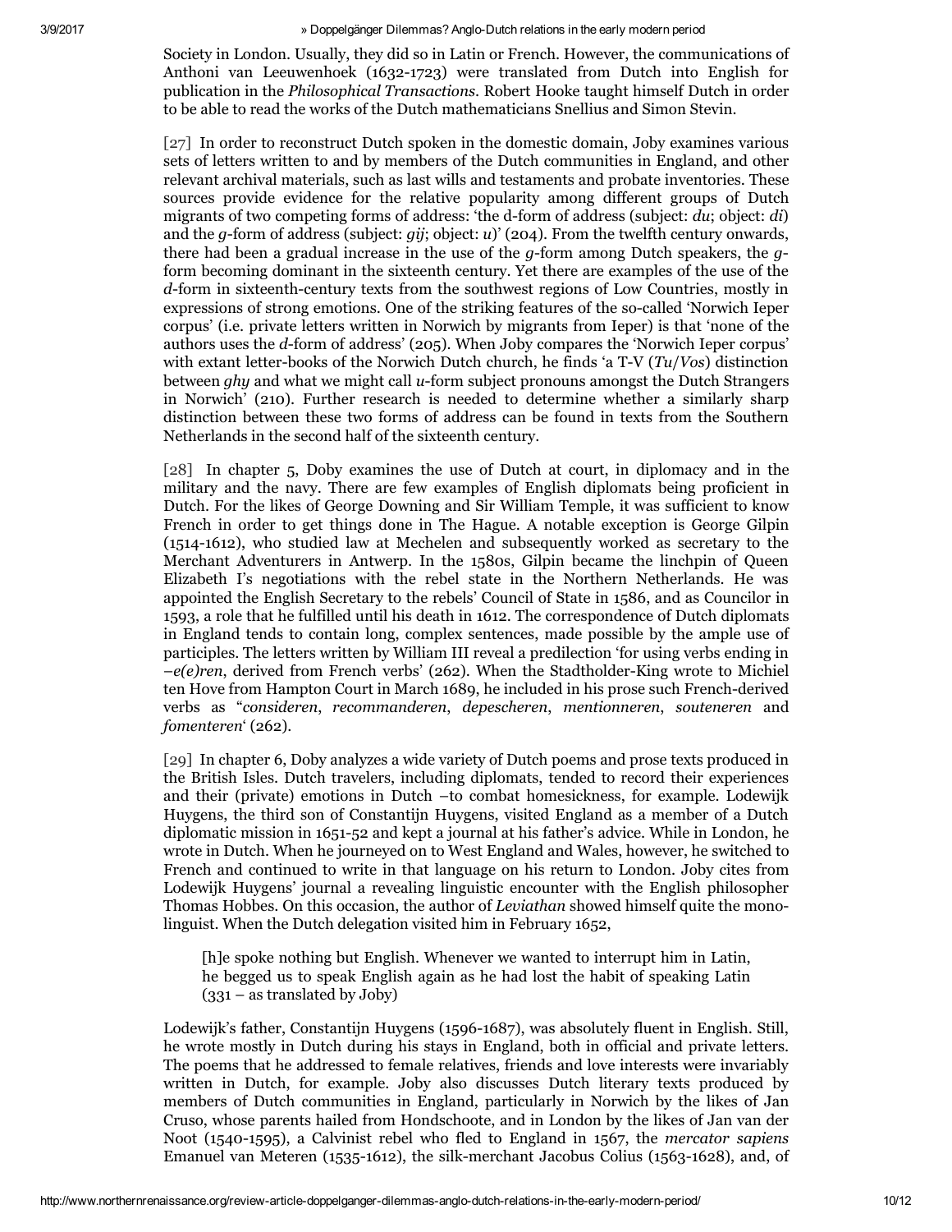Society in London. Usually, they did so in Latin or French. However, the communications of Anthoni van Leeuwenhoek (1632-1723) were translated from Dutch into English for publication in the *Philosophical Transactions*. Robert Hooke taught himself Dutch in order to be able to read the works of the Dutch mathematicians Snellius and Simon Stevin.

[27] In order to reconstruct Dutch spoken in the domestic domain, Joby examines various sets of letters written to and by members of the Dutch communities in England, and other relevant archival materials, such as last wills and testaments and probate inventories. These sources provide evidence for the relative popularity among different groups of Dutch migrants of two competing forms of address: 'the d-form of address (subject: *du*; object: *di*) and the *g*-form of address (subject: *gij*; object: *u*)' (204). From the twelfth century onwards, there had been a gradual increase in the use of the *g*-form among Dutch speakers, the *g*-form becoming dominant in the sixteenth century. Yet there are examples of the use of the *d*-form in sixteenth-century texts from the southwest regions of Low Countries, mostly in expressions of strong emotions. One of the striking features of the so-called 'Norwich Ieper corpus' (i.e. private letters written in Norwich by migrants from Ieper) is that 'none of the authors uses the *d*-form of address' (205). When Joby compares the 'Norwich Ieper corpus' with extant letter-books of the Norwich Dutch church, he finds 'a T-V (*Tu*/*Vos*) distinction between *ghy* and what we might call *u*-form subject pronouns amongst the Dutch Strangers in Norwich' (210). Further research is needed to determine whether a similarly sharp distinction between these two forms of address can be found in texts from the Southern Netherlands in the second half of the sixteenth century.

[28] In chapter 5, Doby examines the use of Dutch at court, in diplomacy and in the military and the navy. There are few examples of English diplomats being proficient in Dutch. For the likes of George Downing and Sir William Temple, it was sufficient to know French in order to get things done in The Hague. A notable exception is George Gilpin (1514-1612), who studied law at Mechelen and subsequently worked as secretary to the Merchant Adventurers in Antwerp. In the 1580s, Gilpin became the linchpin of Queen Elizabeth I's negotiations with the rebel state in the Northern Netherlands. He was appointed the English Secretary to the rebels' Council of State in 1586, and as Councilor in 1593, a role that he fulfilled until his death in 1612. The correspondence of Dutch diplomats in England tends to contain long, complex sentences, made possible by the ample use of participles. The letters written by William III reveal a predilection 'for using verbs ending in –*e(e)ren*, derived from French verbs' (262). When the Stadtholder-King wrote to Michiel ten Hove from Hampton Court in March 1689, he included in his prose such French-derived verbs as "*consideren*, *recommanderen*, *depescheren*, *mentionneren*, *souteneren* and *fomenteren*' (262).

[29] In chapter 6, Doby analyzes a wide variety of Dutch poems and prose texts produced in the British Isles. Dutch travelers, including diplomats, tended to record their experiences and their (private) emotions in Dutch –to combat homesickness, for example. Lodewijk Huygens, the third son of Constantijn Huygens, visited England as a member of a Dutch diplomatic mission in 1651-52 and kept a journal at his father's advice. While in London, he wrote in Dutch. When he journeyed on to West England and Wales, however, he switched to French and continued to write in that language on his return to London. Joby cites from Lodewijk Huygens' journal a revealing linguistic encounter with the English philosopher Thomas Hobbes. On this occasion, the author of *Leviathan* showed himself quite the mono-linguist. When the Dutch delegation visited him in February 1652,

> [h]e spoke nothing but English. Whenever we wanted to interrupt him in Latin, he begged us to speak English again as he had lost the habit of speaking Latin (331 – as translated by Joby)

Lodewijk's father, Constantijn Huygens (1596-1687), was absolutely fluent in English. Still, he wrote mostly in Dutch during his stays in England, both in official and private letters. The poems that he addressed to female relatives, friends and love interests were invariably written in Dutch, for example. Joby also discusses Dutch literary texts produced by members of Dutch communities in England, particularly in Norwich by the likes of Jan Cruso, whose parents hailed from Hondschoote, and in London by the likes of Jan van der Noot (1540-1595), a Calvinist rebel who fled to England in 1567, the *mercator sapiens* Emanuel van Meteren (1535-1612), the silk-merchant Jacobus Colius (1563-1628), and, of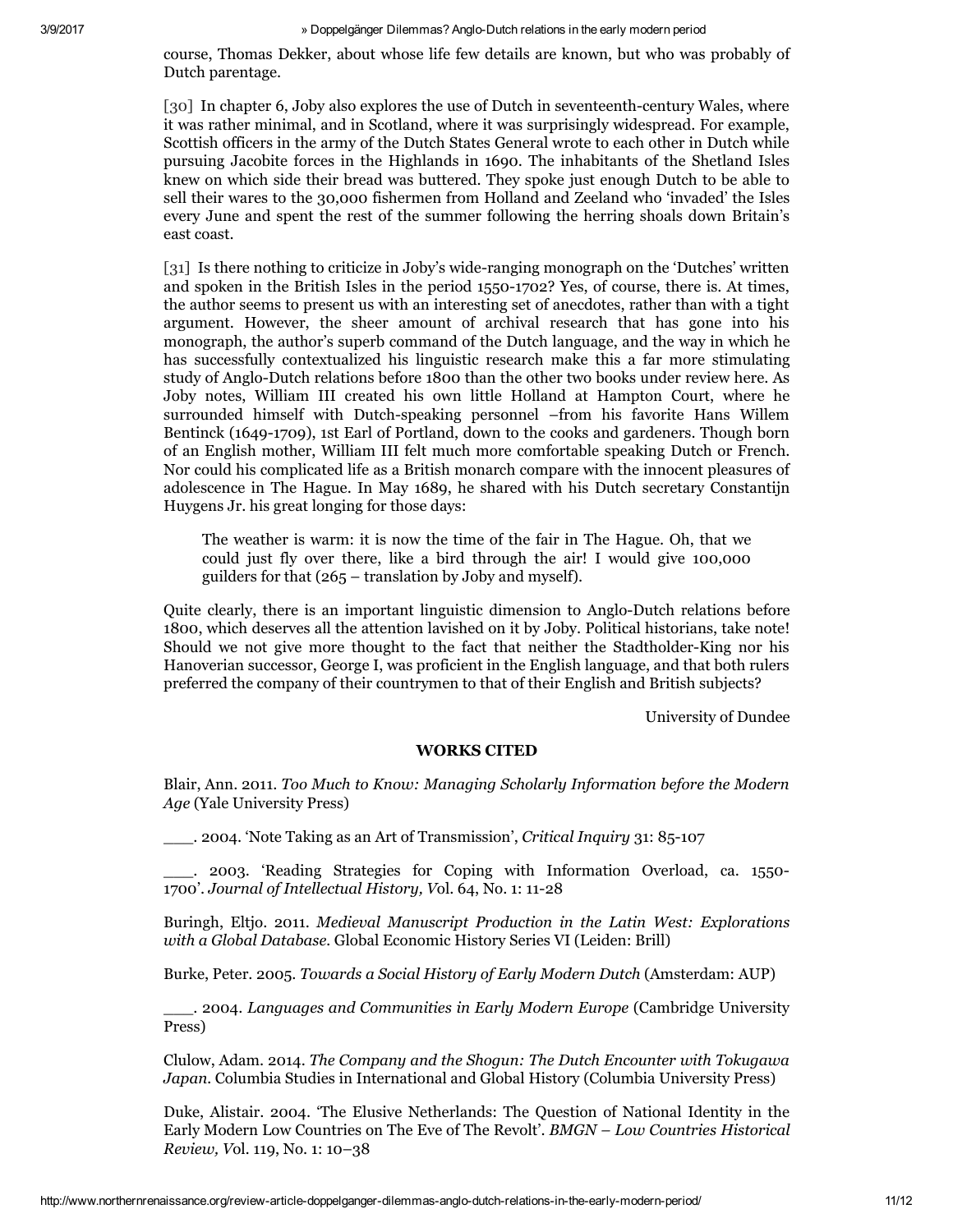course, Thomas Dekker, about whose life few details are known, but who was probably of Dutch parentage.

[30] In chapter 6, Joby also explores the use of Dutch in seventeenth-century Wales, where it was rather minimal, and in Scotland, where it was surprisingly widespread. For example, Scottish officers in the army of the Dutch States General wrote to each other in Dutch while pursuing Jacobite forces in the Highlands in 1690. The inhabitants of the Shetland Isles knew on which side their bread was buttered. They spoke just enough Dutch to be able to sell their wares to the 30,000 fishermen from Holland and Zeeland who 'invaded' the Isles every June and spent the rest of the summer following the herring shoals down Britain's east coast.

[31] Is there nothing to criticize in Joby's wide-ranging monograph on the 'Dutches' written and spoken in the British Isles in the period 1550-1702? Yes, of course, there is. At times, the author seems to present us with an interesting set of anecdotes, rather than with a tight argument. However, the sheer amount of archival research that has gone into his monograph, the author's superb command of the Dutch language, and the way in which he has successfully contextualized his linguistic research make this a far more stimulating study of Anglo-Dutch relations before 1800 than the other two books under review here. As Joby notes, William III created his own little Holland at Hampton Court, where he surrounded himself with Dutch-speaking personnel –from his favorite Hans Willem Bentinck (1649-1709), 1st Earl of Portland, down to the cooks and gardeners. Though born of an English mother, William III felt much more comfortable speaking Dutch or French. Nor could his complicated life as a British monarch compare with the innocent pleasures of adolescence in The Hague. In May 1689, he shared with his Dutch secretary Constantijn Huygens Jr. his great longing for those days:

> The weather is warm: it is now the time of the fair in The Hague. Oh, that we could just fly over there, like a bird through the air! I would give 100,000 guilders for that (265 – translation by Joby and myself).

Quite clearly, there is an important linguistic dimension to Anglo-Dutch relations before 1800, which deserves all the attention lavished on it by Joby. Political historians, take note! Should we not give more thought to the fact that neither the Stadtholder-King nor his Hanoverian successor, George I, was proficient in the English language, and that both rulers preferred the company of their countrymen to that of their English and British subjects?

University of Dundee

## WORKS CITED

Blair, Ann. 2011. *Too Much to Know: Managing Scholarly Information before the Modern Age* (Yale University Press)

\_\_\_. 2004. 'Note Taking as an Art of Transmission', *Critical Inquiry* 31: 85-107

\_\_\_. 2003. 'Reading Strategies for Coping with Information Overload, ca. 1550-1700'. *Journal of Intellectual History, V*ol. 64, No. 1: 11-28

Buringh, Eltjo. 2011. *Medieval Manuscript Production in the Latin West: Explorations with a Global Database*. Global Economic History Series VI (Leiden: Brill)

Burke, Peter. 2005. *Towards a Social History of Early Modern Dutch* (Amsterdam: AUP)

\_\_\_. 2004. *Languages and Communities in Early Modern Europe* (Cambridge University Press)

Clulow, Adam. 2014. *The Company and the Shogun: The Dutch Encounter with Tokugawa Japan*. Columbia Studies in International and Global History (Columbia University Press)

Duke, Alistair. 2004. 'The Elusive Netherlands: The Question of National Identity in the Early Modern Low Countries on The Eve of The Revolt'. *BMGN – Low Countries Historical Review, V*ol. 119, No. 1: 10–38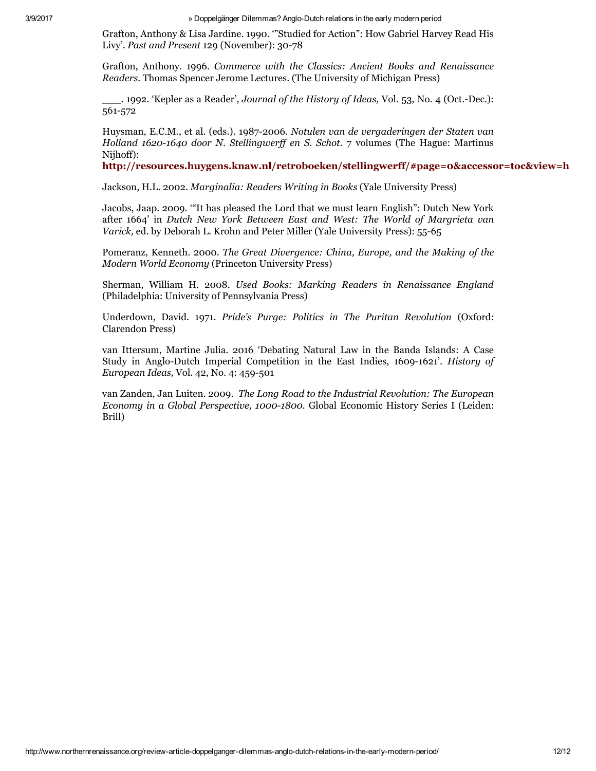Grafton, Anthony & Lisa Jardine. 1990. '"Studied for Action": How Gabriel Harvey Read His Livy'. *Past and Present* 129 (November): 30-78

Grafton, Anthony. 1996. *Commerce with the Classics: Ancient Books and Renaissance Readers*. Thomas Spencer Jerome Lectures. (The University of Michigan Press)

___. 1992. 'Kepler as a Reader', *Journal of the History of Ideas,* Vol. 53, No. 4 (Oct.-Dec.): 561-572

Huysman, E.C.M., et al. (eds.). 1987-2006. *Notulen van de vergaderingen der Staten van Holland 1620-1640 door N. Stellingwerff en S. Schot*. 7 volumes (The Hague: Martinus Nijhoff): **http://resources.huygens.knaw.nl/retroboeken/stellingwerff/#page=0&accessor=toc&view=h**

Jackson, H.L. 2002. *Marginalia: Readers Writing in Books* (Yale University Press)

Jacobs, Jaap. 2009. '"It has pleased the Lord that we must learn English": Dutch New York after 1664' in *Dutch New York Between East and West: The World of Margrieta van Varick,* ed. by Deborah L. Krohn and Peter Miller (Yale University Press): 55-65

Pomeranz, Kenneth. 2000. *The Great Divergence: China, Europe, and the Making of the Modern World Economy* (Princeton University Press)

Sherman, William H. 2008. *Used Books: Marking Readers in Renaissance England* (Philadelphia: University of Pennsylvania Press)

Underdown, David. 1971. *Pride's Purge: Politics in The Puritan Revolution* (Oxford: Clarendon Press)

van Ittersum, Martine Julia. 2016 'Debating Natural Law in the Banda Islands: A Case Study in Anglo-Dutch Imperial Competition in the East Indies, 1609-1621'. *History of European Ideas,* Vol. 42, No. 4: 459-501

van Zanden, Jan Luiten. 2009. *The Long Road to the Industrial Revolution: The European Economy in a Global Perspective, 1000-1800*. Global Economic History Series I (Leiden: Brill)